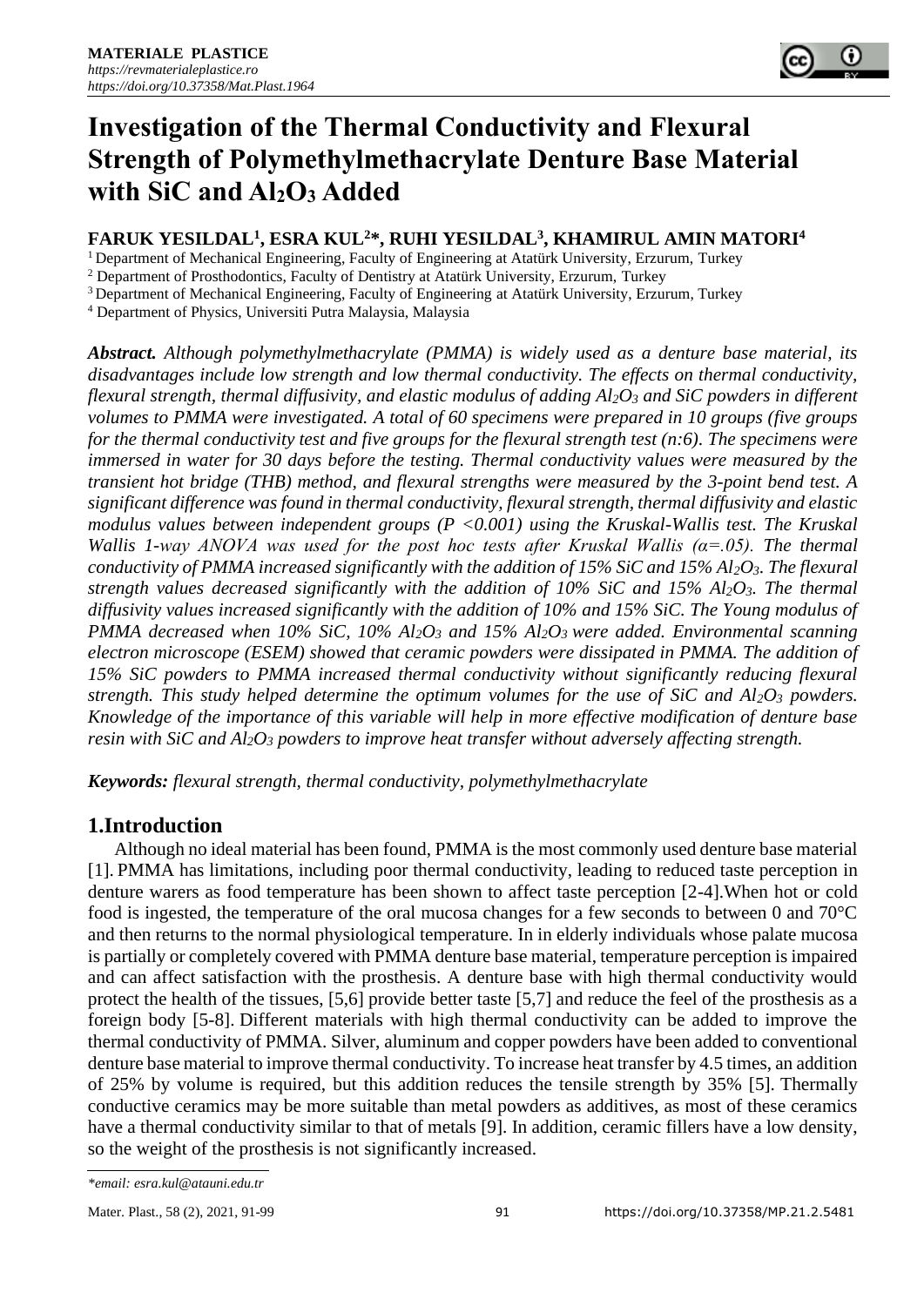# Investigation of the Thermal Conductivity and Flexural Strength of Polymethylmethacrylate Denture Base Material with SiC and $Al_2O_3$ Added

**FARUK YESILDAL[1], ESRA KUL[2]*, RUHI YESILDAL[3], KHAMIRUL AMIN MATORI[4]**

[1] Department of Mechanical Engineering, Faculty of Engineering at Atatürk University, Erzurum, Turkey
[2] Department of Prosthodontics, Faculty of Dentistry at Atatürk University, Erzurum, Turkey
[3] Department of Mechanical Engineering, Faculty of Engineering at Atatürk University, Erzurum, Turkey
[4] Department of Physics, Universiti Putra Malaysia, Malaysia

***Abstract.*** *Although polymethylmethacrylate (PMMA) is widely used as a denture base material, its disadvantages include low strength and low thermal conductivity. The effects on thermal conductivity, flexural strength, thermal diffusivity, and elastic modulus of adding $Al_2O_3$ and SiC powders in different volumes to PMMA were investigated. A total of 60 specimens were prepared in 10 groups (five groups for the thermal conductivity test and five groups for the flexural strength test (n:6). The specimens were immersed in water for 30 days before the testing. Thermal conductivity values were measured by the transient hot bridge (THB) method, and flexural strengths were measured by the 3-point bend test. A significant difference was found in thermal conductivity, flexural strength, thermal diffusivity and elastic modulus values between independent groups ($P < 0.001$) using the Kruskal-Wallis test. The Kruskal Wallis 1-way ANOVA was used for the post hoc tests after Kruskal Wallis ($\alpha = .05$). The thermal conductivity of PMMA increased significantly with the addition of 15% SiC and 15% $Al_2O_3$. The flexural strength values decreased significantly with the addition of 10% SiC and 15% $Al_2O_3$. The thermal diffusivity values increased significantly with the addition of 10% and 15% SiC. The Young modulus of PMMA decreased when 10% SiC, 10% $Al_2O_3$ and 15% $Al_2O_3$ were added. Environmental scanning electron microscope (ESEM) showed that ceramic powders were dissipated in PMMA. The addition of 15% SiC powders to PMMA increased thermal conductivity without significantly reducing flexural strength. This study helped determine the optimum volumes for the use of SiC and $Al_2O_3$ powders. Knowledge of the importance of this variable will help in more effective modification of denture base resin with SiC and $Al_2O_3$ powders to improve heat transfer without adversely affecting strength.*

***Keywords:*** *flexural strength, thermal conductivity, polymethylmethacrylate*

## 1.Introduction

Although no ideal material has been found, PMMA is the most commonly used denture base material [1]. PMMA has limitations, including poor thermal conductivity, leading to reduced taste perception in denture warers as food temperature has been shown to affect taste perception [2-4].When hot or cold food is ingested, the temperature of the oral mucosa changes for a few seconds to between 0 and 70°C and then returns to the normal physiological temperature. In in elderly individuals whose palate mucosa is partially or completely covered with PMMA denture base material, temperature perception is impaired and can affect satisfaction with the prosthesis. A denture base with high thermal conductivity would protect the health of the tissues, [5,6] provide better taste [5,7] and reduce the feel of the prosthesis as a foreign body [5-8]. Different materials with high thermal conductivity can be added to improve the thermal conductivity of PMMA. Silver, aluminum and copper powders have been added to conventional denture base material to improve thermal conductivity. To increase heat transfer by 4.5 times, an addition of 25% by volume is required, but this addition reduces the tensile strength by 35% [5]. Thermally conductive ceramics may be more suitable than metal powders as additives, as most of these ceramics have a thermal conductivity similar to that of metals [9]. In addition, ceramic fillers have a low density, so the weight of the prosthesis is not significantly increased.

*\*email: esra.kul@atauni.edu.tr*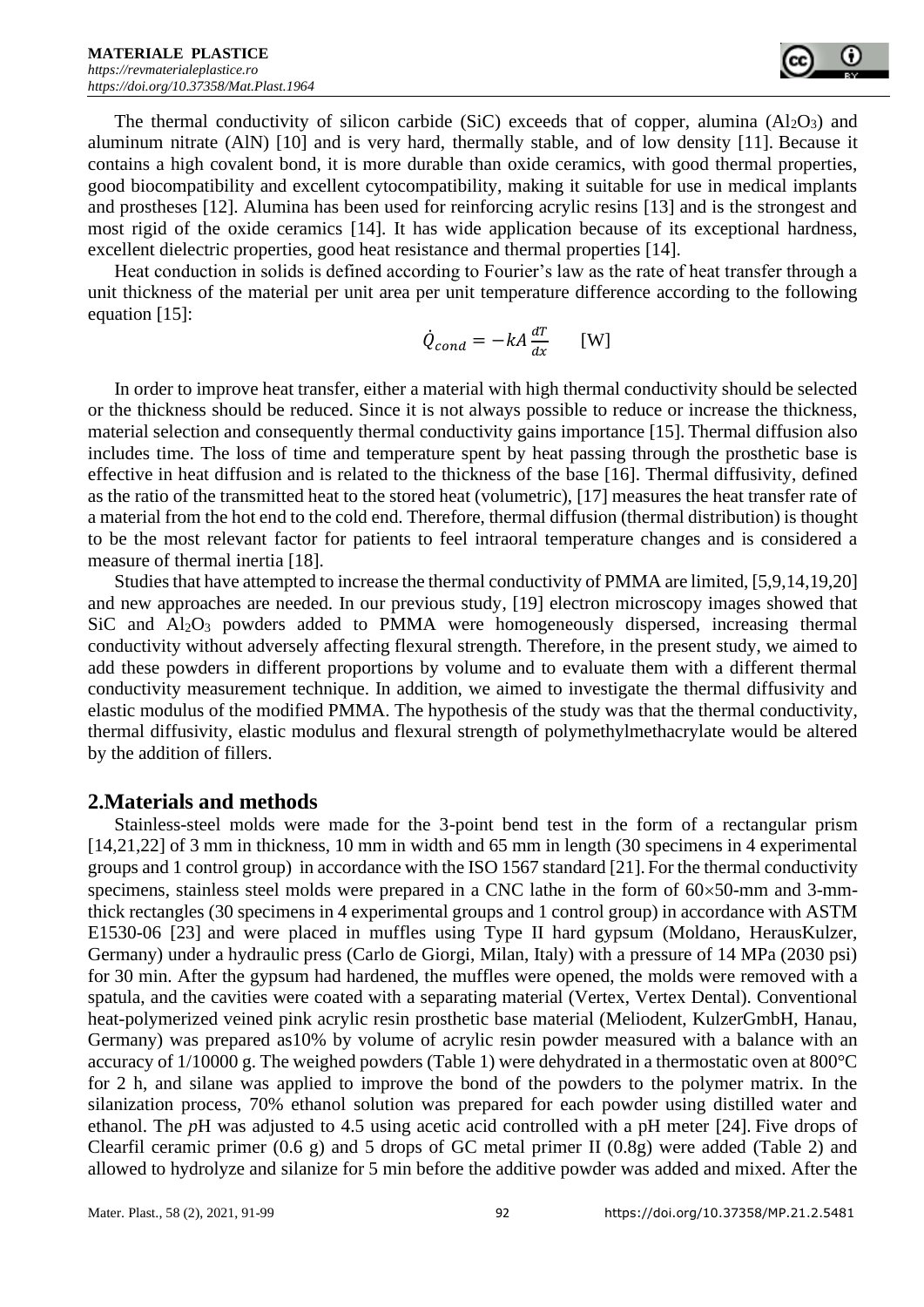The thermal conductivity of silicon carbide (SiC) exceeds that of copper, alumina ($Al_2O_3$) and aluminum nitrate (AlN) [10] and is very hard, thermally stable, and of low density [11]. Because it contains a high covalent bond, it is more durable than oxide ceramics, with good thermal properties, good biocompatibility and excellent cytocompatibility, making it suitable for use in medical implants and prostheses [12]. Alumina has been used for reinforcing acrylic resins [13] and is the strongest and most rigid of the oxide ceramics [14]. It has wide application because of its exceptional hardness, excellent dielectric properties, good heat resistance and thermal properties [14].

Heat conduction in solids is defined according to Fourier's law as the rate of heat transfer through a unit thickness of the material per unit area per unit temperature difference according to the following equation [15]:

$$\dot{Q}_{cond} = -kA\frac{dT}{dx} \quad [\text{W}]$$

In order to improve heat transfer, either a material with high thermal conductivity should be selected or the thickness should be reduced. Since it is not always possible to reduce or increase the thickness, material selection and consequently thermal conductivity gains importance [15]. Thermal diffusion also includes time. The loss of time and temperature spent by heat passing through the prosthetic base is effective in heat diffusion and is related to the thickness of the base [16]. Thermal diffusivity, defined as the ratio of the transmitted heat to the stored heat (volumetric), [17] measures the heat transfer rate of a material from the hot end to the cold end. Therefore, thermal diffusion (thermal distribution) is thought to be the most relevant factor for patients to feel intraoral temperature changes and is considered a measure of thermal inertia [18].

Studies that have attempted to increase the thermal conductivity of PMMA are limited, [5,9,14,19,20] and new approaches are needed. In our previous study, [19] electron microscopy images showed that SiC and $Al_2O_3$ powders added to PMMA were homogeneously dispersed, increasing thermal conductivity without adversely affecting flexural strength. Therefore, in the present study, we aimed to add these powders in different proportions by volume and to evaluate them with a different thermal conductivity measurement technique. In addition, we aimed to investigate the thermal diffusivity and elastic modulus of the modified PMMA. The hypothesis of the study was that the thermal conductivity, thermal diffusivity, elastic modulus and flexural strength of polymethylmethacrylate would be altered by the addition of fillers.

## 2.Materials and methods

Stainless-steel molds were made for the 3-point bend test in the form of a rectangular prism [14,21,22] of 3 mm in thickness, 10 mm in width and 65 mm in length (30 specimens in 4 experimental groups and 1 control group) in accordance with the ISO 1567 standard [21]. For the thermal conductivity specimens, stainless steel molds were prepared in a CNC lathe in the form of 60×50-mm and 3-mm-thick rectangles (30 specimens in 4 experimental groups and 1 control group) in accordance with ASTM E1530-06 [23] and were placed in muffles using Type II hard gypsum (Moldano, HerausKulzer, Germany) under a hydraulic press (Carlo de Giorgi, Milan, Italy) with a pressure of 14 MPa (2030 psi) for 30 min. After the gypsum had hardened, the muffles were opened, the molds were removed with a spatula, and the cavities were coated with a separating material (Vertex, Vertex Dental). Conventional heat-polymerized veined pink acrylic resin prosthetic base material (Meliodent, KulzerGmbH, Hanau, Germany) was prepared as10% by volume of acrylic resin powder measured with a balance with an accuracy of 1/10000 g. The weighed powders (Table 1) were dehydrated in a thermostatic oven at 800°C for 2 h, and silane was applied to improve the bond of the powders to the polymer matrix. In the silanization process, 70% ethanol solution was prepared for each powder using distilled water and ethanol. The *p*H was adjusted to 4.5 using acetic acid controlled with a pH meter [24]. Five drops of Clearfil ceramic primer (0.6 g) and 5 drops of GC metal primer II (0.8g) were added (Table 2) and allowed to hydrolyze and silanize for 5 min before the additive powder was added and mixed. After the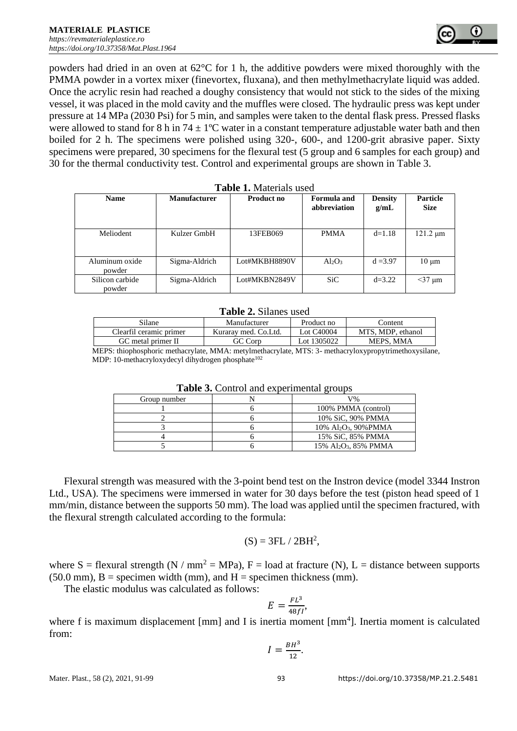powders had dried in an oven at 62°C for 1 h, the additive powders were mixed thoroughly with the PMMA powder in a vortex mixer (finevortex, fluxana), and then methylmethacrylate liquid was added. Once the acrylic resin had reached a doughy consistency that would not stick to the sides of the mixing vessel, it was placed in the mold cavity and the muffles were closed. The hydraulic press was kept under pressure at 14 MPa (2030 Psi) for 5 min, and samples were taken to the dental flask press. Pressed flasks were allowed to stand for 8 h in 74 ± 1ºC water in a constant temperature adjustable water bath and then boiled for 2 h. The specimens were polished using 320-, 600-, and 1200-grit abrasive paper. Sixty specimens were prepared, 30 specimens for the flexural test (5 group and 6 samples for each group) and 30 for the thermal conductivity test. Control and experimental groups are shown in Table 3.

**Table 1.** Materials used

| Name | Manufacturer | Product no | Formula and abbreviation | Density g/mL | Particle Size |
|---|---|---|---|---|---|
| Meliodent | Kulzer GmbH | 13FEB069 | PMMA | d=1.18 | 121.2 μm |
| Aluminum oxide powder | Sigma-Aldrich | Lot#MKBH8890V | $Al_2O_3$ | d =3.97 | 10 μm |
| Silicon carbide powder | Sigma-Aldrich | Lot#MKBN2849V | SiC | d=3.22 | <37 μm |

**Table 2.** Silanes used

| Silane | Manufacturer | Product no | Content |
|---|---|---|---|
| Clearfil ceramic primer | Kuraray med. Co.Ltd. | Lot C40004 | MTS, MDP, ethanol |
| GC metal primer II | GC Corp | Lot 1305022 | MEPS, MMA |

MEPS: thiophosphoric methacrylate, MMA: metylmethacrylate, MTS: 3- methacryloxypropytrimethoxysilane, MDP: 10-methacryloxydecyl dihydrogen phosphate[102]

**Table 3.** Control and experimental groups

| Group number | N | V% |
|---|---|---|
| 1 | 6 | 100% PMMA (control) |
| 2 | 6 | 10% SiC, 90% PMMA |
| 3 | 6 | 10% $Al_2O_3$, 90%PMMA |
| 4 | 6 | 15% SiC, 85% PMMA |
| 5 | 6 | 15% $Al_2O_3$, 85% PMMA |

Flexural strength was measured with the 3-point bend test on the Instron device (model 3344 Instron Ltd., USA). The specimens were immersed in water for 30 days before the test (piston head speed of 1 mm/min, distance between the supports 50 mm). The load was applied until the specimen fractured, with the flexural strength calculated according to the formula:

$$(S) = 3FL / 2BH^2,$$

where S = flexural strength (N / mm$^2$ = MPa), F = load at fracture (N), L = distance between supports (50.0 mm), B = specimen width (mm), and H = specimen thickness (mm).

The elastic modulus was calculated as follows:

$$E = \frac{FL^3}{48fI},$$

where f is maximum displacement [mm] and I is inertia moment [mm$^4$]. Inertia moment is calculated from:

$$I = \frac{BH^3}{12}.$$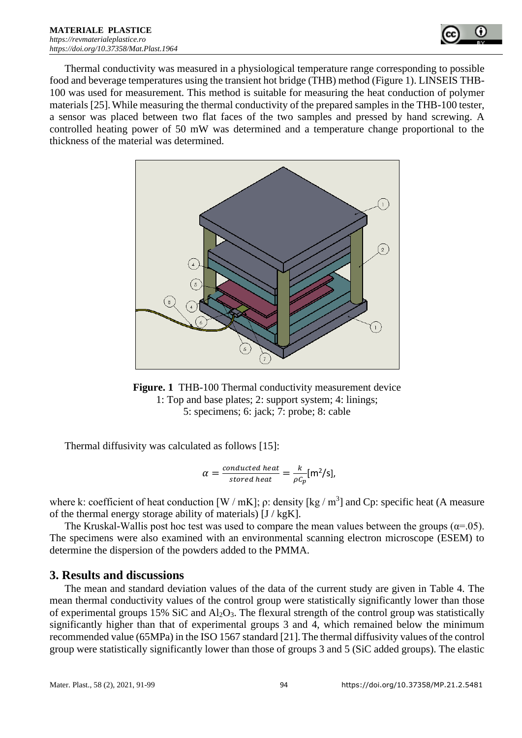Thermal conductivity was measured in a physiological temperature range corresponding to possible food and beverage temperatures using the transient hot bridge (THB) method (Figure 1). LINSEIS THB-100 was used for measurement. This method is suitable for measuring the heat conduction of polymer materials [25]. While measuring the thermal conductivity of the prepared samples in the THB-100 tester, a sensor was placed between two flat faces of the two samples and pressed by hand screwing. A controlled heating power of 50 mW was determined and a temperature change proportional to the thickness of the material was determined.

**Figure. 1** THB-100 Thermal conductivity measurement device
1: Top and base plates; 2: support system; 4: linings;
5: specimens; 6: jack; 7: probe; 8: cable

Thermal diffusivity was calculated as follows [15]:

$$\alpha = \frac{conducted\ heat}{stored\ heat} = \frac{k}{\rho C_p} [\mathrm{m^2/s}],$$

where k: coefficient of heat conduction [W / mK]; ρ: density [kg / m$^3$] and Cp: specific heat (A measure of the thermal energy storage ability of materials) [J / kgK].

The Kruskal-Wallis post hoc test was used to compare the mean values between the groups ($\alpha$=.05). The specimens were also examined with an environmental scanning electron microscope (ESEM) to determine the dispersion of the powders added to the PMMA.

## 3. Results and discussions

The mean and standard deviation values of the data of the current study are given in Table 4. The mean thermal conductivity values of the control group were statistically significantly lower than those of experimental groups 15% SiC and $Al_2O_3$. The flexural strength of the control group was statistically significantly higher than that of experimental groups 3 and 4, which remained below the minimum recommended value (65MPa) in the ISO 1567 standard [21]. The thermal diffusivity values of the control group were statistically significantly lower than those of groups 3 and 5 (SiC added groups). The elastic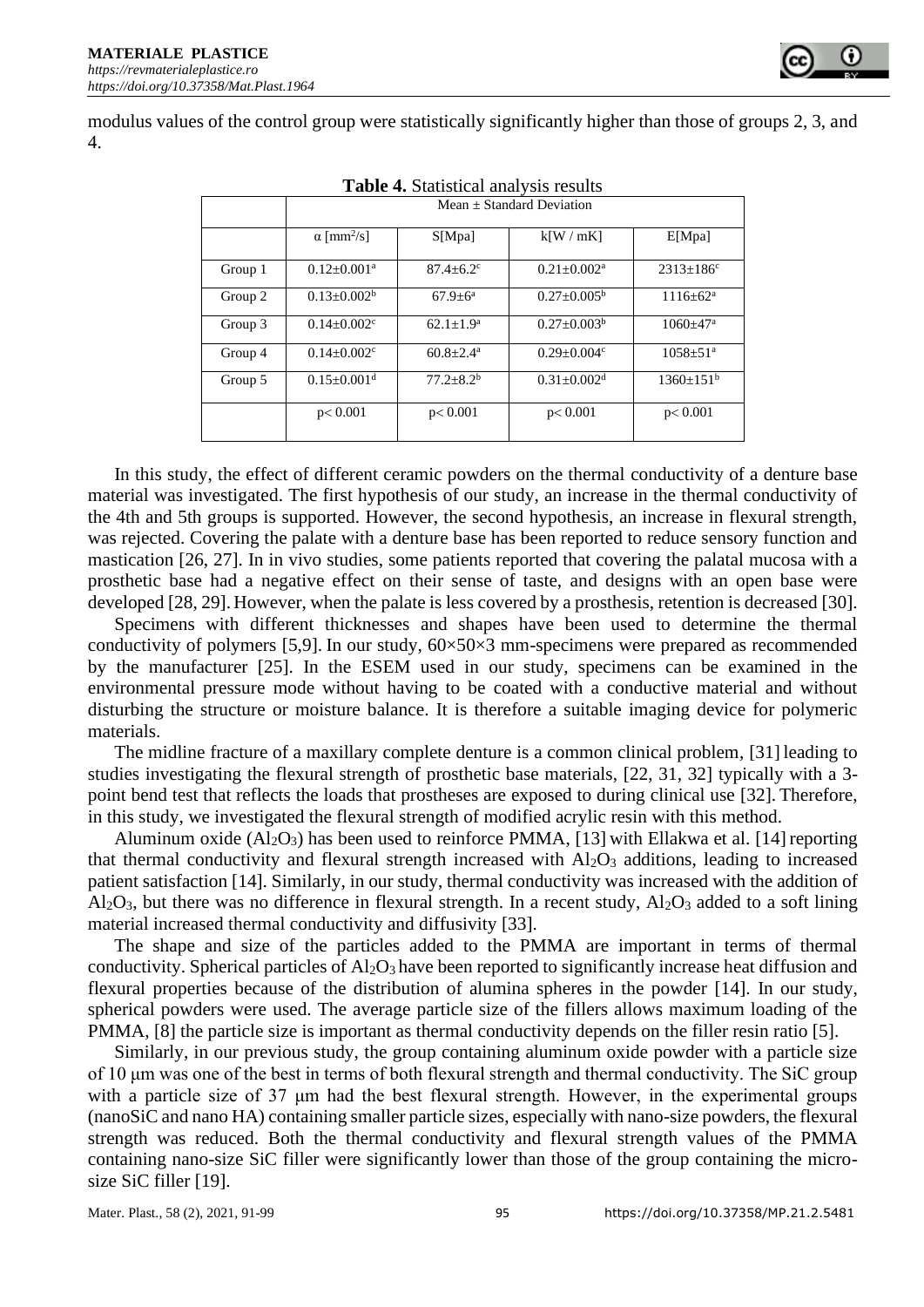modulus values of the control group were statistically significantly higher than those of groups 2, 3, and 4.

**Table 4.** Statistical analysis results

| | Mean ± Standard Deviation | | | |
|---|---|---|---|---|
| | $\alpha$ [mm²/s] | S[Mpa] | k[W / mK] | E[Mpa] |
| Group 1 | 0.12±0.001[a] | 87.4±6.2[c] | 0.21±0.002[a] | 2313±186[c] |
| Group 2 | 0.13±0.002[b] | 67.9±6[a] | 0.27±0.005[b] | 1116±62[a] |
| Group 3 | 0.14±0.002[c] | 62.1±1.9[a] | 0.27±0.003[b] | 1060±47[a] |
| Group 4 | 0.14±0.002[c] | 60.8±2.4[a] | 0.29±0.004[c] | 1058±51[a] |
| Group 5 | 0.15±0.001[d] | 77.2±8.2[b] | 0.31±0.002[d] | 1360±151[b] |
| | p< 0.001 | p< 0.001 | p< 0.001 | p< 0.001 |

In this study, the effect of different ceramic powders on the thermal conductivity of a denture base material was investigated. The first hypothesis of our study, an increase in the thermal conductivity of the 4th and 5th groups is supported. However, the second hypothesis, an increase in flexural strength, was rejected. Covering the palate with a denture base has been reported to reduce sensory function and mastication [26, 27]. In in vivo studies, some patients reported that covering the palatal mucosa with a prosthetic base had a negative effect on their sense of taste, and designs with an open base were developed [28, 29]. However, when the palate is less covered by a prosthesis, retention is decreased [30].

Specimens with different thicknesses and shapes have been used to determine the thermal conductivity of polymers [5,9]. In our study, 60×50×3 mm-specimens were prepared as recommended by the manufacturer [25]. In the ESEM used in our study, specimens can be examined in the environmental pressure mode without having to be coated with a conductive material and without disturbing the structure or moisture balance. It is therefore a suitable imaging device for polymeric materials.

The midline fracture of a maxillary complete denture is a common clinical problem, [31] leading to studies investigating the flexural strength of prosthetic base materials, [22, 31, 32] typically with a 3-point bend test that reflects the loads that prostheses are exposed to during clinical use [32]. Therefore, in this study, we investigated the flexural strength of modified acrylic resin with this method.

Aluminum oxide ($Al_2O_3$) has been used to reinforce PMMA, [13] with Ellakwa et al. [14] reporting that thermal conductivity and flexural strength increased with $Al_2O_3$ additions, leading to increased patient satisfaction [14]. Similarly, in our study, thermal conductivity was increased with the addition of $Al_2O_3$, but there was no difference in flexural strength. In a recent study, $Al_2O_3$ added to a soft lining material increased thermal conductivity and diffusivity [33].

The shape and size of the particles added to the PMMA are important in terms of thermal conductivity. Spherical particles of $Al_2O_3$ have been reported to significantly increase heat diffusion and flexural properties because of the distribution of alumina spheres in the powder [14]. In our study, spherical powders were used. The average particle size of the fillers allows maximum loading of the PMMA, [8] the particle size is important as thermal conductivity depends on the filler resin ratio [5].

Similarly, in our previous study, the group containing aluminum oxide powder with a particle size of 10 μm was one of the best in terms of both flexural strength and thermal conductivity. The SiC group with a particle size of 37 μm had the best flexural strength. However, in the experimental groups (nanoSiC and nano HA) containing smaller particle sizes, especially with nano-size powders, the flexural strength was reduced. Both the thermal conductivity and flexural strength values of the PMMA containing nano-size SiC filler were significantly lower than those of the group containing the micro-size SiC filler [19].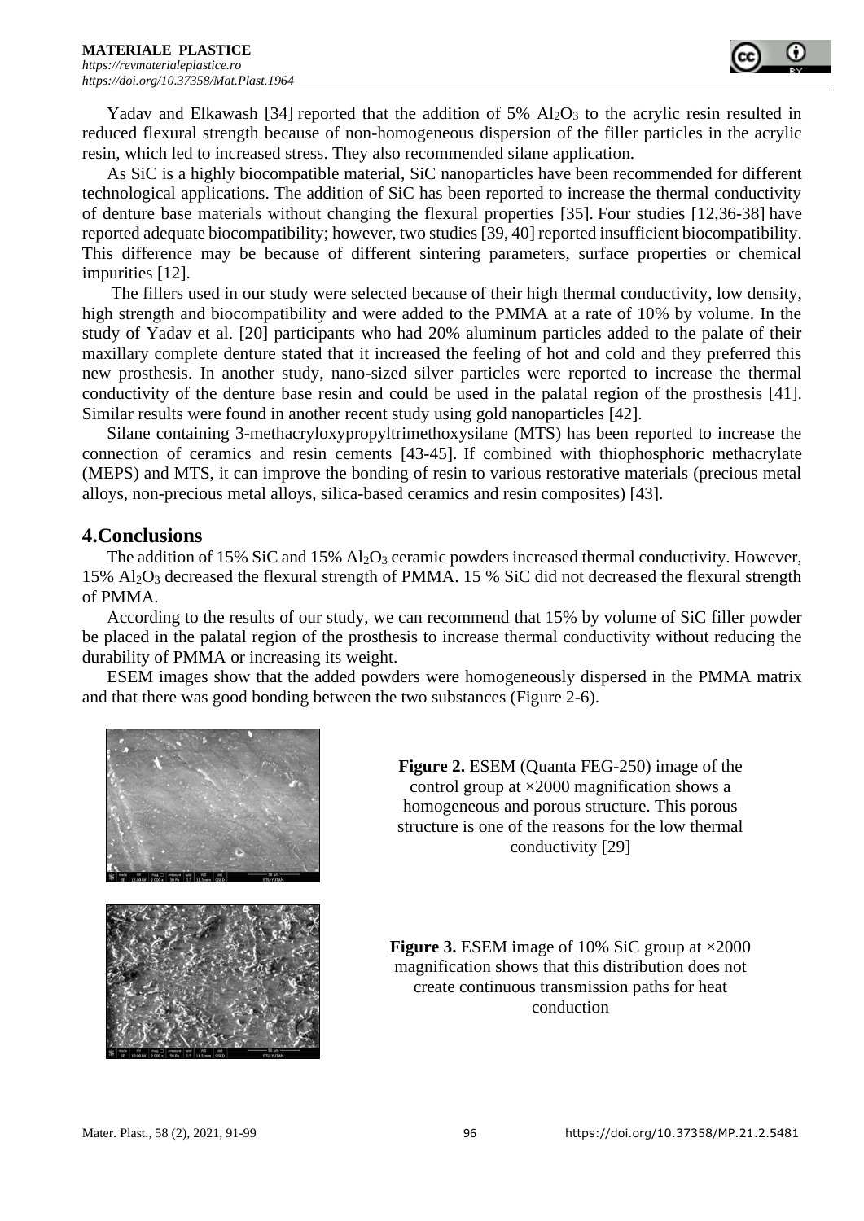Yadav and Elkawash [34] reported that the addition of 5% $Al_2O_3$ to the acrylic resin resulted in reduced flexural strength because of non-homogeneous dispersion of the filler particles in the acrylic resin, which led to increased stress. They also recommended silane application.

As SiC is a highly biocompatible material, SiC nanoparticles have been recommended for different technological applications. The addition of SiC has been reported to increase the thermal conductivity of denture base materials without changing the flexural properties [35]. Four studies [12,36-38] have reported adequate biocompatibility; however, two studies [39, 40] reported insufficient biocompatibility. This difference may be because of different sintering parameters, surface properties or chemical impurities [12].

The fillers used in our study were selected because of their high thermal conductivity, low density, high strength and biocompatibility and were added to the PMMA at a rate of 10% by volume. In the study of Yadav et al. [20] participants who had 20% aluminum particles added to the palate of their maxillary complete denture stated that it increased the feeling of hot and cold and they preferred this new prosthesis. In another study, nano-sized silver particles were reported to increase the thermal conductivity of the denture base resin and could be used in the palatal region of the prosthesis [41]. Similar results were found in another recent study using gold nanoparticles [42].

Silane containing 3-methacryloxypropyltrimethoxysilane (MTS) has been reported to increase the connection of ceramics and resin cements [43-45]. If combined with thiophosphoric methacrylate (MEPS) and MTS, it can improve the bonding of resin to various restorative materials (precious metal alloys, non-precious metal alloys, silica-based ceramics and resin composites) [43].

## 4.Conclusions

The addition of 15% SiC and 15% $Al_2O_3$ ceramic powders increased thermal conductivity. However, 15% $Al_2O_3$ decreased the flexural strength of PMMA. 15 % SiC did not decreased the flexural strength of PMMA.

According to the results of our study, we can recommend that 15% by volume of SiC filler powder be placed in the palatal region of the prosthesis to increase thermal conductivity without reducing the durability of PMMA or increasing its weight.

ESEM images show that the added powders were homogeneously dispersed in the PMMA matrix and that there was good bonding between the two substances (Figure 2-6).

**Figure 2.** ESEM (Quanta FEG-250) image of the control group at ×2000 magnification shows a homogeneous and porous structure. This porous structure is one of the reasons for the low thermal conductivity [29]

**Figure 3.** ESEM image of 10% SiC group at ×2000 magnification shows that this distribution does not create continuous transmission paths for heat conduction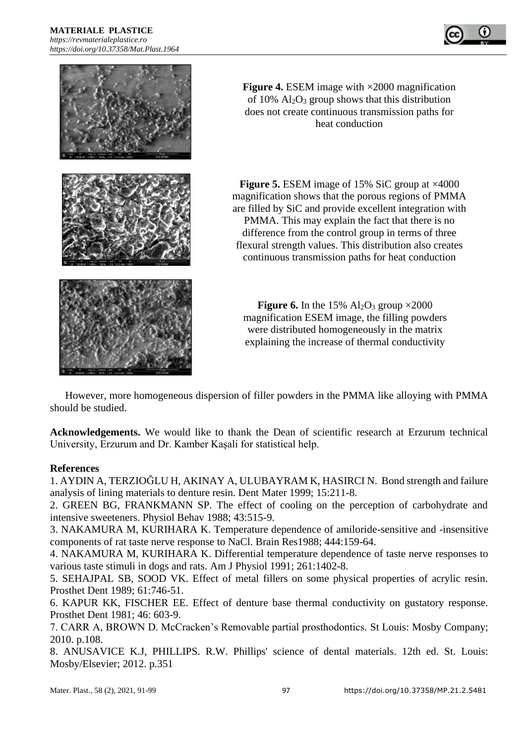**Figure 4.** ESEM image with ×2000 magnification of 10% $Al_2O_3$ group shows that this distribution does not create continuous transmission paths for heat conduction

**Figure 5.** ESEM image of 15% SiC group at ×4000 magnification shows that the porous regions of PMMA are filled by SiC and provide excellent integration with PMMA. This may explain the fact that there is no difference from the control group in terms of three flexural strength values. This distribution also creates continuous transmission paths for heat conduction

**Figure 6.** In the 15% $Al_2O_3$ group ×2000 magnification ESEM image, the filling powders were distributed homogeneously in the matrix explaining the increase of thermal conductivity

However, more homogeneous dispersion of filler powders in the PMMA like alloying with PMMA should be studied.

**Acknowledgements.** We would like to thank the Dean of scientific research at Erzurum technical University, Erzurum and Dr. Kamber Kaşali for statistical help.

**References**

1. AYDIN A, TERZIOĞLU H, AKINAY A, ULUBAYRAM K, HASIRCI N. Bond strength and failure analysis of lining materials to denture resin. Dent Mater 1999; 15:211-8.
2. GREEN BG, FRANKMANN SP. The effect of cooling on the perception of carbohydrate and intensive sweeteners. Physiol Behav 1988; 43:515-9.
3. NAKAMURA M, KURIHARA K. Temperature dependence of amiloride-sensitive and -insensitive components of rat taste nerve response to NaCl. Brain Res1988; 444:159-64.
4. NAKAMURA M, KURIHARA K. Differential temperature dependence of taste nerve responses to various taste stimuli in dogs and rats. Am J Physiol 1991; 261:1402-8.
5. SEHAJPAL SB, SOOD VK. Effect of metal fillers on some physical properties of acrylic resin. Prosthet Dent 1989; 61:746-51.
6. KAPUR KK, FISCHER EE. Effect of denture base thermal conductivity on gustatory response. Prosthet Dent 1981; 46: 603-9.
7. CARR A, BROWN D. McCracken's Removable partial prosthodontics. St Louis: Mosby Company; 2010. p.108.
8. ANUSAVICE K.J, PHILLIPS. R.W. Phillips' science of dental materials. 12th ed. St. Louis: Mosby/Elsevier; 2012. p.351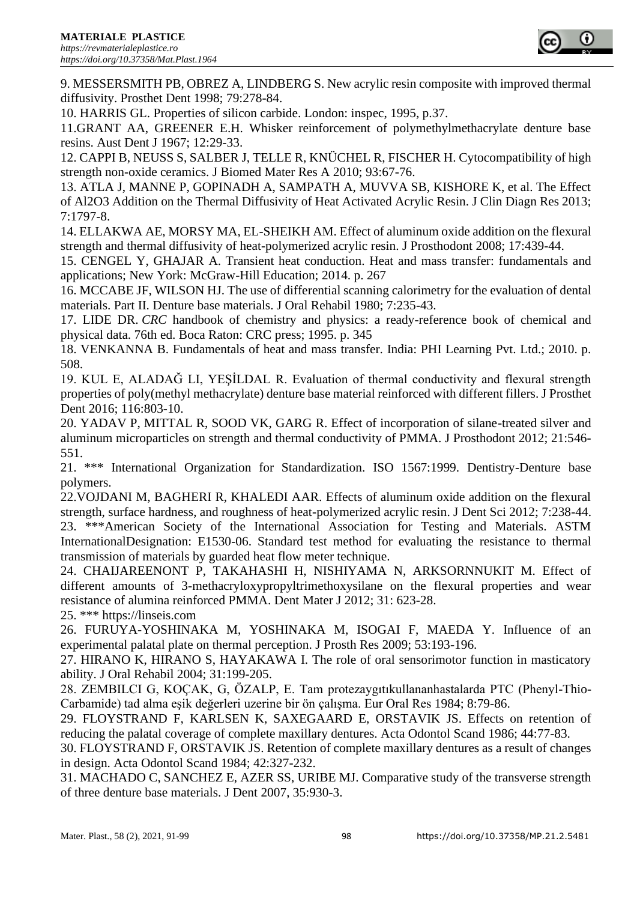9. MESSERSMITH PB, OBREZ A, LINDBERG S. New acrylic resin composite with improved thermal diffusivity. Prosthet Dent 1998; 79:278-84.

10. HARRIS GL. Properties of silicon carbide. London: inspec, 1995, p.37.

11.GRANT AA, GREENER E.H. Whisker reinforcement of polymethylmethacrylate denture base resins. Aust Dent J 1967; 12:29-33.

12. CAPPI B, NEUSS S, SALBER J, TELLE R, KNÜCHEL R, FISCHER H. Cytocompatibility of high strength non-oxide ceramics. J Biomed Mater Res A 2010; 93:67-76.

13. ATLA J, MANNE P, GOPINADH A, SAMPATH A, MUVVA SB, KISHORE K, et al. The Effect of Al2O3 Addition on the Thermal Diffusivity of Heat Activated Acrylic Resin. J Clin Diagn Res 2013; 7:1797-8.

14. ELLAKWA AE, MORSY MA, EL-SHEIKH AM. Effect of aluminum oxide addition on the flexural strength and thermal diffusivity of heat-polymerized acrylic resin. J Prosthodont 2008; 17:439-44.

15. CENGEL Y, GHAJAR A. Transient heat conduction. Heat and mass transfer: fundamentals and applications; New York: McGraw-Hill Education; 2014. p. 267

16. MCCABE JF, WILSON HJ. The use of differential scanning calorimetry for the evaluation of dental materials. Part II. Denture base materials. J Oral Rehabil 1980; 7:235-43.

17. LIDE DR. *CRC* handbook of chemistry and physics: a ready-reference book of chemical and physical data. 76th ed. Boca Raton: CRC press; 1995. p. 345

18. VENKANNA B. Fundamentals of heat and mass transfer. India: PHI Learning Pvt. Ltd.; 2010. p. 508.

19. KUL E, ALADAĞ LI, YEŞİLDAL R. Evaluation of thermal conductivity and flexural strength properties of poly(methyl methacrylate) denture base material reinforced with different fillers. J Prosthet Dent 2016; 116:803-10.

20. YADAV P, MITTAL R, SOOD VK, GARG R. Effect of incorporation of silane-treated silver and aluminum microparticles on strength and thermal conductivity of PMMA. J Prosthodont 2012; 21:546-551.

21. *** International Organization for Standardization. ISO 1567:1999. Dentistry-Denture base polymers.

22.VOJDANI M, BAGHERI R, KHALEDI AAR. Effects of aluminum oxide addition on the flexural strength, surface hardness, and roughness of heat-polymerized acrylic resin. J Dent Sci 2012; 7:238-44.

23. ***American Society of the International Association for Testing and Materials. ASTM InternationalDesignation: E1530-06. Standard test method for evaluating the resistance to thermal transmission of materials by guarded heat flow meter technique.

24. CHAIJAREENONT P, TAKAHASHI H, NISHIYAMA N, ARKSORNNUKIT M. Effect of different amounts of 3-methacryloxypropyltrimethoxysilane on the flexural properties and wear resistance of alumina reinforced PMMA. Dent Mater J 2012; 31: 623-28.

25. *** https://linseis.com

26. FURUYA-YOSHINAKA M, YOSHINAKA M, ISOGAI F, MAEDA Y. Influence of an experimental palatal plate on thermal perception. J Prosth Res 2009; 53:193-196.

27. HIRANO K, HIRANO S, HAYAKAWA I. The role of oral sensorimotor function in masticatory ability. J Oral Rehabil 2004; 31:199-205.

28. ZEMBILCI G, KOÇAK, G, ÖZALP, E. Tam protezaygıtıkullananhastalarda PTC (Phenyl-Thio-Carbamide) tad alma eşik değerleri uzerine bir ön çalışma. Eur Oral Res 1984; 8:79-86.

29. FLOYSTRAND F, KARLSEN K, SAXEGAARD E, ORSTAVIK JS. Effects on retention of reducing the palatal coverage of complete maxillary dentures. Acta Odontol Scand 1986; 44:77-83.

30. FLOYSTRAND F, ORSTAVIK JS. Retention of complete maxillary dentures as a result of changes in design. Acta Odontol Scand 1984; 42:327-232.

31. MACHADO C, SANCHEZ E, AZER SS, URIBE MJ. Comparative study of the transverse strength of three denture base materials. J Dent 2007, 35:930-3.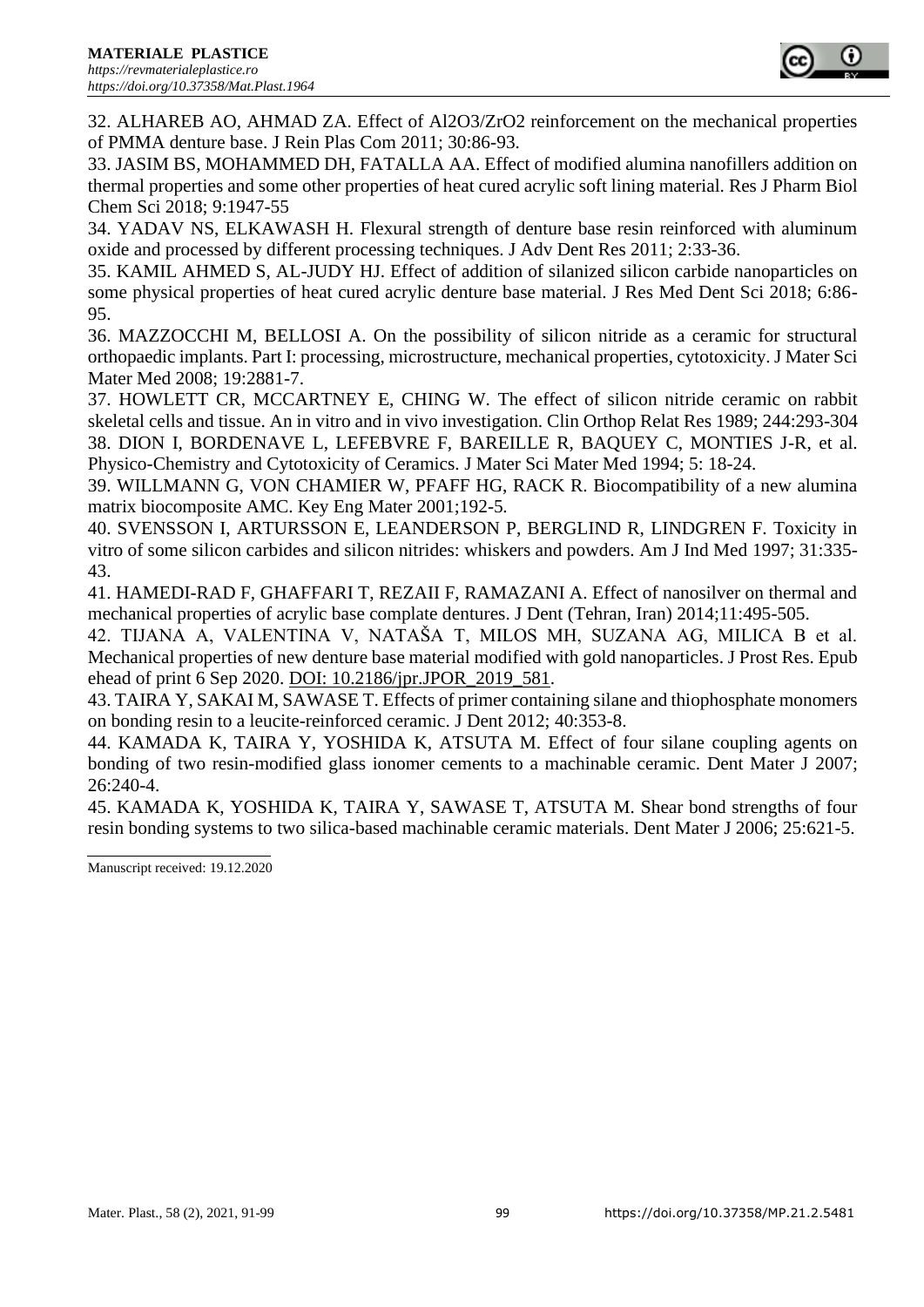32. ALHAREB AO, AHMAD ZA. Effect of Al2O3/ZrO2 reinforcement on the mechanical properties of PMMA denture base. J Rein Plas Com 2011; 30:86-93.

33. JASIM BS, MOHAMMED DH, FATALLA AA. Effect of modified alumina nanofillers addition on thermal properties and some other properties of heat cured acrylic soft lining material. Res J Pharm Biol Chem Sci 2018; 9:1947-55

34. YADAV NS, ELKAWASH H. Flexural strength of denture base resin reinforced with aluminum oxide and processed by different processing techniques. J Adv Dent Res 2011; 2:33-36.

35. KAMIL AHMED S, AL-JUDY HJ. Effect of addition of silanized silicon carbide nanoparticles on some physical properties of heat cured acrylic denture base material. J Res Med Dent Sci 2018; 6:86-95.

36. MAZZOCCHI M, BELLOSI A. On the possibility of silicon nitride as a ceramic for structural orthopaedic implants. Part I: processing, microstructure, mechanical properties, cytotoxicity. J Mater Sci Mater Med 2008; 19:2881-7.

37. HOWLETT CR, MCCARTNEY E, CHING W. The effect of silicon nitride ceramic on rabbit skeletal cells and tissue. An in vitro and in vivo investigation. Clin Orthop Relat Res 1989; 244:293-304

38. DION I, BORDENAVE L, LEFEBVRE F, BAREILLE R, BAQUEY C, MONTIES J-R, et al. Physico-Chemistry and Cytotoxicity of Ceramics. J Mater Sci Mater Med 1994; 5: 18-24.

39. WILLMANN G, VON CHAMIER W, PFAFF HG, RACK R. Biocompatibility of a new alumina matrix biocomposite AMC. Key Eng Mater 2001;192-5.

40. SVENSSON I, ARTURSSON E, LEANDERSON P, BERGLIND R, LINDGREN F. Toxicity in vitro of some silicon carbides and silicon nitrides: whiskers and powders. Am J Ind Med 1997; 31:335-43.

41. HAMEDI-RAD F, GHAFFARI T, REZAII F, RAMAZANI A. Effect of nanosilver on thermal and mechanical properties of acrylic base complate dentures. J Dent (Tehran, Iran) 2014;11:495-505.

42. TIJANA A, VALENTINA V, NATAŠA T, MILOS MH, SUZANA AG, MILICA B et al. Mechanical properties of new denture base material modified with gold nanoparticles. J Prost Res. Epub ehead of print 6 Sep 2020. DOI: 10.2186/jpr.JPOR_2019_581.

43. TAIRA Y, SAKAI M, SAWASE T. Effects of primer containing silane and thiophosphate monomers on bonding resin to a leucite-reinforced ceramic. J Dent 2012; 40:353-8.

44. KAMADA K, TAIRA Y, YOSHIDA K, ATSUTA M. Effect of four silane coupling agents on bonding of two resin-modified glass ionomer cements to a machinable ceramic. Dent Mater J 2007; 26:240-4.

45. KAMADA K, YOSHIDA K, TAIRA Y, SAWASE T, ATSUTA M. Shear bond strengths of four resin bonding systems to two silica-based machinable ceramic materials. Dent Mater J 2006; 25:621-5.

Manuscript received: 19.12.2020